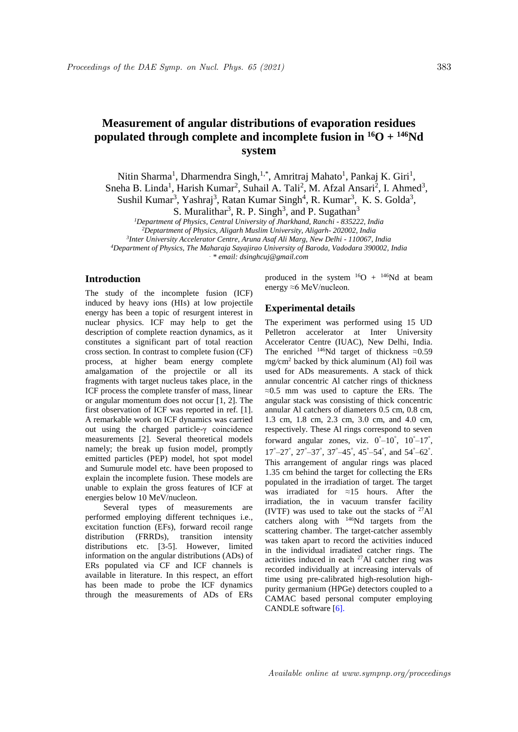# Measurement of angular distributions of evaporation residues populated through complete and incomplete fusion in $^{16}O$ + $^{146}Nd$ system

Nitin Sharma[1], Dharmendra Singh[1,*], Amritraj Mahato[1], Pankaj K. Giri[1], Sneha B. Linda[1], Harish Kumar[2], Suhail A. Tali[2], M. Afzal Ansari[2], I. Ahmed[3], Sushil Kumar[3], Yashraj[3], Ratan Kumar Singh[4], R. Kumar[3], K. S. Golda[3], S. Muralithar[3], R. P. Singh[3], and P. Sugathan[3]

*[1]Department of Physics, Central University of Jharkhand, Ranchi - 835222, India*
*[2]Deptartment of Physics, Aligarh Muslim University, Aligarh- 202002, India*
*[3]Inter University Accelerator Centre, Aruna Asaf Ali Marg, New Delhi - 110067, India*
*[4]Department of Physics, The Maharaja Sayajirao University of Baroda, Vadodara 390002, India*
*\* email: dsinghcuj@gmail.com*

## Introduction

The study of the incomplete fusion (ICF) induced by heavy ions (HIs) at low projectile energy has been a topic of resurgent interest in nuclear physics. ICF may help to get the description of complete reaction dynamics, as it constitutes a significant part of total reaction cross section. In contrast to complete fusion (CF) process, at higher beam energy complete amalgamation of the projectile or all its fragments with target nucleus takes place, in the ICF process the complete transfer of mass, linear or angular momentum does not occur [1, 2]. The first observation of ICF was reported in ref. [1]. A remarkable work on ICF dynamics was carried out using the charged particle-γ coincidence measurements [2]. Several theoretical models namely; the break up fusion model, promptly emitted particles (PEP) model, hot spot model and Sumurule model etc. have been proposed to explain the incomplete fusion. These models are unable to explain the gross features of ICF at energies below 10 MeV/nucleon.

Several types of measurements are performed employing different techniques i.e., excitation function (EFs), forward recoil range distribution (FRRDs), transition intensity distributions etc. [3-5]. However, limited information on the angular distributions (ADs) of ERs populated via CF and ICF channels is available in literature. In this respect, an effort has been made to probe the ICF dynamics through the measurements of ADs of ERs produced in the system $^{16}O$ + $^{146}Nd$ at beam energy ≈6 MeV/nucleon.

## Experimental details

The experiment was performed using 15 UD Pelletron accelerator at Inter University Accelerator Centre (IUAC), New Delhi, India. The enriched $^{146}Nd$ target of thickness ≈0.59 mg/cm$^2$ backed by thick aluminum (Al) foil was used for ADs measurements. A stack of thick annular concentric Al catcher rings of thickness ≈0.5 mm was used to capture the ERs. The angular stack was consisting of thick concentric annular Al catchers of diameters 0.5 cm, 0.8 cm, 1.3 cm, 1.8 cm, 2.3 cm, 3.0 cm, and 4.0 cm, respectively. These Al rings correspond to seven forward angular zones, viz. $0^\circ$–$10^\circ$, $10^\circ$–$17^\circ$, $17^\circ$–$27^\circ$, $27^\circ$–$37^\circ$, $37^\circ$–$45^\circ$, $45^\circ$–$54^\circ$, and $54^\circ$–$62^\circ$. This arrangement of angular rings was placed 1.35 cm behind the target for collecting the ERs populated in the irradiation of target. The target was irradiated for ≈15 hours. After the irradiation, the in vacuum transfer facility (IVTF) was used to take out the stacks of $^{27}Al$ catchers along with $^{146}Nd$ targets from the scattering chamber. The target-catcher assembly was taken apart to record the activities induced in the individual irradiated catcher rings. The activities induced in each $^{27}Al$ catcher ring was recorded individually at increasing intervals of time using pre-calibrated high-resolution high-purity germanium (HPGe) detectors coupled to a CAMAC based personal computer employing CANDLE software [6].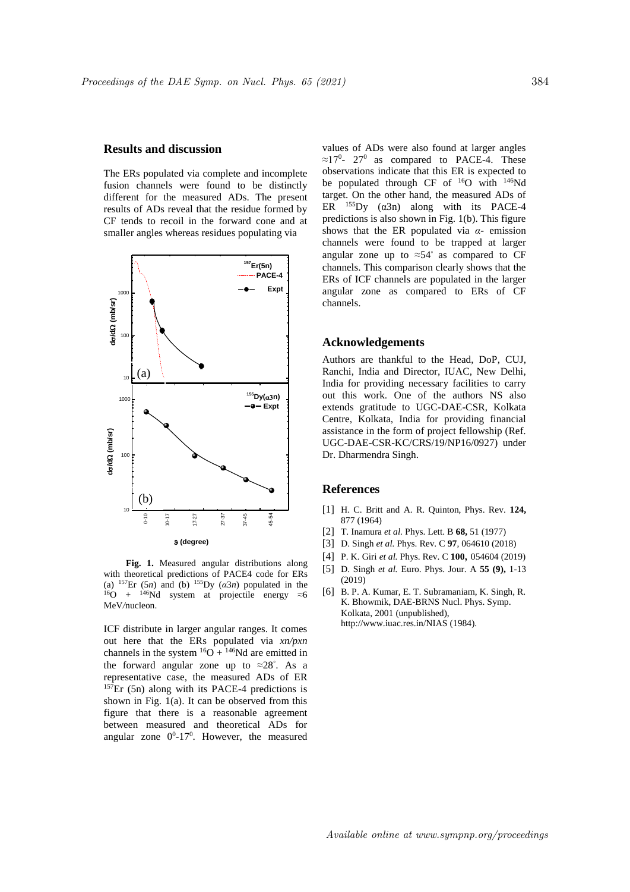## Results and discussion

The ERs populated via complete and incomplete fusion channels were found to be distinctly different for the measured ADs. The present results of ADs reveal that the residue formed by CF tends to recoil in the forward cone and at smaller angles whereas residues populating via ICF distribute in larger angular ranges. It comes out here that the ERs populated via *xn/pxn* channels in the system $^{16}O + ^{146}Nd$ are emitted in the forward angular zone up to ≈28°. As a representative case, the measured ADs of ER $^{157}Er$ (5n) along with its PACE-4 predictions is shown in Fig. 1(a). It can be observed from this figure that there is a reasonable agreement between measured and theoretical ADs for angular zone $0^0$-$17^0$. However, the measured

$^{157}$Er(5n)
PACE-4
Expt
dσ/dΩ (mb/sr)
1000
100
10
(a)

$^{155}$Dy(α3n)
Expt
dσ/dΩ (mb/sr)
1000
100
10
(b)
0-10
10-17
17-27
27-37
37-45
45-54
ϑ (degree)

**Fig. 1.** Measured angular distributions along with theoretical predictions of PACE4 code for ERs (a) $^{157}Er$ (5*n*) and (b) $^{155}Dy$ (*α*3*n*) populated in the $^{16}O$ + $^{146}Nd$ system at projectile energy ≈6 MeV/nucleon.

values of ADs were also found at larger angles ≈$17^0$- $27^0$ as compared to PACE-4. These observations indicate that this ER is expected to be populated through CF of $^{16}O$ with $^{146}Nd$ target. On the other hand, the measured ADs of ER $^{155}Dy$ (α3n) along with its PACE-4 predictions is also shown in Fig. 1(b). This figure shows that the ER populated via *α*- emission channels were found to be trapped at larger angular zone up to ≈54° as compared to CF channels. This comparison clearly shows that the ERs of ICF channels are populated in the larger angular zone as compared to ERs of CF channels.

## Acknowledgements

Authors are thankful to the Head, DoP, CUJ, Ranchi, India and Director, IUAC, New Delhi, India for providing necessary facilities to carry out this work. One of the authors NS also extends gratitude to UGC-DAE-CSR, Kolkata Centre, Kolkata, India for providing financial assistance in the form of project fellowship (Ref. UGC-DAE-CSR-KC/CRS/19/NP16/0927) under Dr. Dharmendra Singh.

## References

[1] H. C. Britt and A. R. Quinton, Phys. Rev. **124,** 877 (1964)

[2] T. Inamura *et al.* Phys. Lett. B **68,** 51 (1977)

[3] D. Singh *et al.* Phys. Rev. C **97**, 064610 (2018)

[4] P. K. Giri *et al.* Phys. Rev. C **100,** 054604 (2019)

[5] D. Singh *et al.* Euro. Phys. Jour. A **55 (9),** 1-13 (2019)

[6] B. P. A. Kumar, E. T. Subramaniam, K. Singh, R. K. Bhowmik, DAE-BRNS Nucl. Phys. Symp. Kolkata, 2001 (unpublished), http://www.iuac.res.in/NIAS (1984).